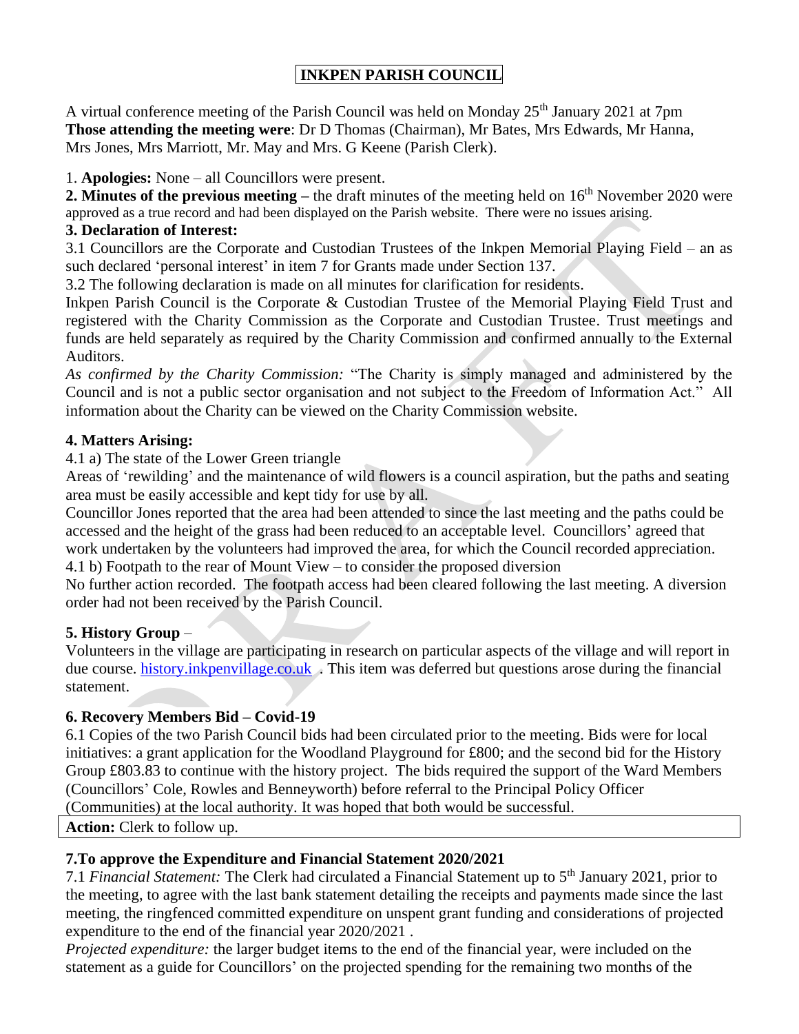# INKPEN PARISH COUNCIL

A virtual conference meeting of the Parish Council was held on Monday 25th January 2021 at 7pm
**Those attending the meeting were**: Dr D Thomas (Chairman), Mr Bates, Mrs Edwards, Mr Hanna, Mrs Jones, Mrs Marriott, Mr. May and Mrs. G Keene (Parish Clerk).

1. **Apologies:** None – all Councillors were present.

**2. Minutes of the previous meeting –** the draft minutes of the meeting held on 16th November 2020 were approved as a true record and had been displayed on the Parish website. There were no issues arising.

**3. Declaration of Interest:**

3.1 Councillors are the Corporate and Custodian Trustees of the Inkpen Memorial Playing Field – an as such declared 'personal interest' in item 7 for Grants made under Section 137.

3.2 The following declaration is made on all minutes for clarification for residents.

Inkpen Parish Council is the Corporate & Custodian Trustee of the Memorial Playing Field Trust and registered with the Charity Commission as the Corporate and Custodian Trustee. Trust meetings and funds are held separately as required by the Charity Commission and confirmed annually to the External Auditors.

*As confirmed by the Charity Commission:* "The Charity is simply managed and administered by the Council and is not a public sector organisation and not subject to the Freedom of Information Act." All information about the Charity can be viewed on the Charity Commission website.

**4. Matters Arising:**

4.1 a) The state of the Lower Green triangle

Areas of 'rewilding' and the maintenance of wild flowers is a council aspiration, but the paths and seating area must be easily accessible and kept tidy for use by all.

Councillor Jones reported that the area had been attended to since the last meeting and the paths could be accessed and the height of the grass had been reduced to an acceptable level. Councillors' agreed that work undertaken by the volunteers had improved the area, for which the Council recorded appreciation.

4.1 b) Footpath to the rear of Mount View – to consider the proposed diversion

No further action recorded. The footpath access had been cleared following the last meeting. A diversion order had not been received by the Parish Council.

**5. History Group** –

Volunteers in the village are participating in research on particular aspects of the village and will report in due course. [history.inkpenvillage.co.uk](history.inkpenvillage.co.uk) . This item was deferred but questions arose during the financial statement.

**6. Recovery Members Bid – Covid-19**

6.1 Copies of the two Parish Council bids had been circulated prior to the meeting. Bids were for local initiatives: a grant application for the Woodland Playground for £800; and the second bid for the History Group £803.83 to continue with the history project. The bids required the support of the Ward Members (Councillors' Cole, Rowles and Benneyworth) before referral to the Principal Policy Officer (Communities) at the local authority. It was hoped that both would be successful.

**Action:** Clerk to follow up.

**7.To approve the Expenditure and Financial Statement 2020/2021**

7.1 *Financial Statement:* The Clerk had circulated a Financial Statement up to 5th January 2021, prior to the meeting, to agree with the last bank statement detailing the receipts and payments made since the last meeting, the ringfenced committed expenditure on unspent grant funding and considerations of projected expenditure to the end of the financial year 2020/2021 .

*Projected expenditure:* the larger budget items to the end of the financial year, were included on the statement as a guide for Councillors' on the projected spending for the remaining two months of the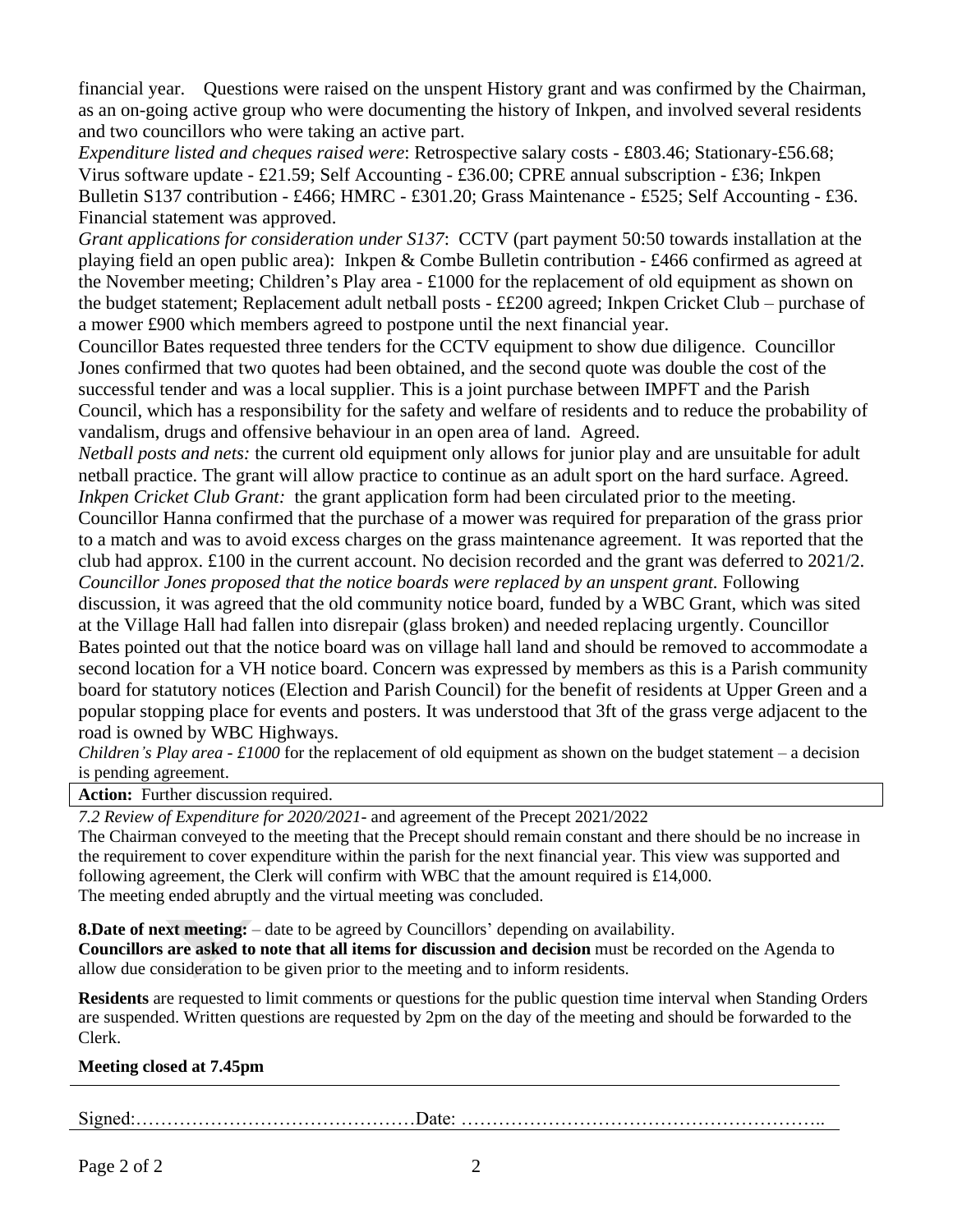financial year. Questions were raised on the unspent History grant and was confirmed by the Chairman, as an on-going active group who were documenting the history of Inkpen, and involved several residents and two councillors who were taking an active part.

*Expenditure listed and cheques raised were*: Retrospective salary costs - £803.46; Stationary-£56.68; Virus software update - £21.59; Self Accounting - £36.00; CPRE annual subscription - £36; Inkpen Bulletin S137 contribution - £466; HMRC - £301.20; Grass Maintenance - £525; Self Accounting - £36. Financial statement was approved.

*Grant applications for consideration under S137*: CCTV (part payment 50:50 towards installation at the playing field an open public area): Inkpen & Combe Bulletin contribution - £466 confirmed as agreed at the November meeting; Children's Play area - £1000 for the replacement of old equipment as shown on the budget statement; Replacement adult netball posts - ££200 agreed; Inkpen Cricket Club – purchase of a mower £900 which members agreed to postpone until the next financial year.

Councillor Bates requested three tenders for the CCTV equipment to show due diligence. Councillor Jones confirmed that two quotes had been obtained, and the second quote was double the cost of the successful tender and was a local supplier. This is a joint purchase between IMPFT and the Parish Council, which has a responsibility for the safety and welfare of residents and to reduce the probability of vandalism, drugs and offensive behaviour in an open area of land. Agreed.

*Netball posts and nets:* the current old equipment only allows for junior play and are unsuitable for adult netball practice. The grant will allow practice to continue as an adult sport on the hard surface. Agreed.

*Inkpen Cricket Club Grant:* the grant application form had been circulated prior to the meeting. Councillor Hanna confirmed that the purchase of a mower was required for preparation of the grass prior to a match and was to avoid excess charges on the grass maintenance agreement. It was reported that the club had approx. £100 in the current account. No decision recorded and the grant was deferred to 2021/2.

*Councillor Jones proposed that the notice boards were replaced by an unspent grant.* Following discussion, it was agreed that the old community notice board, funded by a WBC Grant, which was sited at the Village Hall had fallen into disrepair (glass broken) and needed replacing urgently. Councillor Bates pointed out that the notice board was on village hall land and should be removed to accommodate a second location for a VH notice board. Concern was expressed by members as this is a Parish community board for statutory notices (Election and Parish Council) for the benefit of residents at Upper Green and a popular stopping place for events and posters. It was understood that 3ft of the grass verge adjacent to the road is owned by WBC Highways.

*Children's Play area - £1000* for the replacement of old equipment as shown on the budget statement – a decision is pending agreement.

**Action:** Further discussion required.

*7.2 Review of Expenditure for 2020/2021*- and agreement of the Precept 2021/2022

The Chairman conveyed to the meeting that the Precept should remain constant and there should be no increase in the requirement to cover expenditure within the parish for the next financial year. This view was supported and following agreement, the Clerk will confirm with WBC that the amount required is £14,000.

The meeting ended abruptly and the virtual meeting was concluded.

**8.Date of next meeting:** – date to be agreed by Councillors' depending on availability.

**Councillors are asked to note that all items for discussion and decision** must be recorded on the Agenda to allow due consideration to be given prior to the meeting and to inform residents.

**Residents** are requested to limit comments or questions for the public question time interval when Standing Orders are suspended. Written questions are requested by 2pm on the day of the meeting and should be forwarded to the Clerk.

**Meeting closed at 7.45pm**

Signed:………………………………………Date: …………………………………………………..